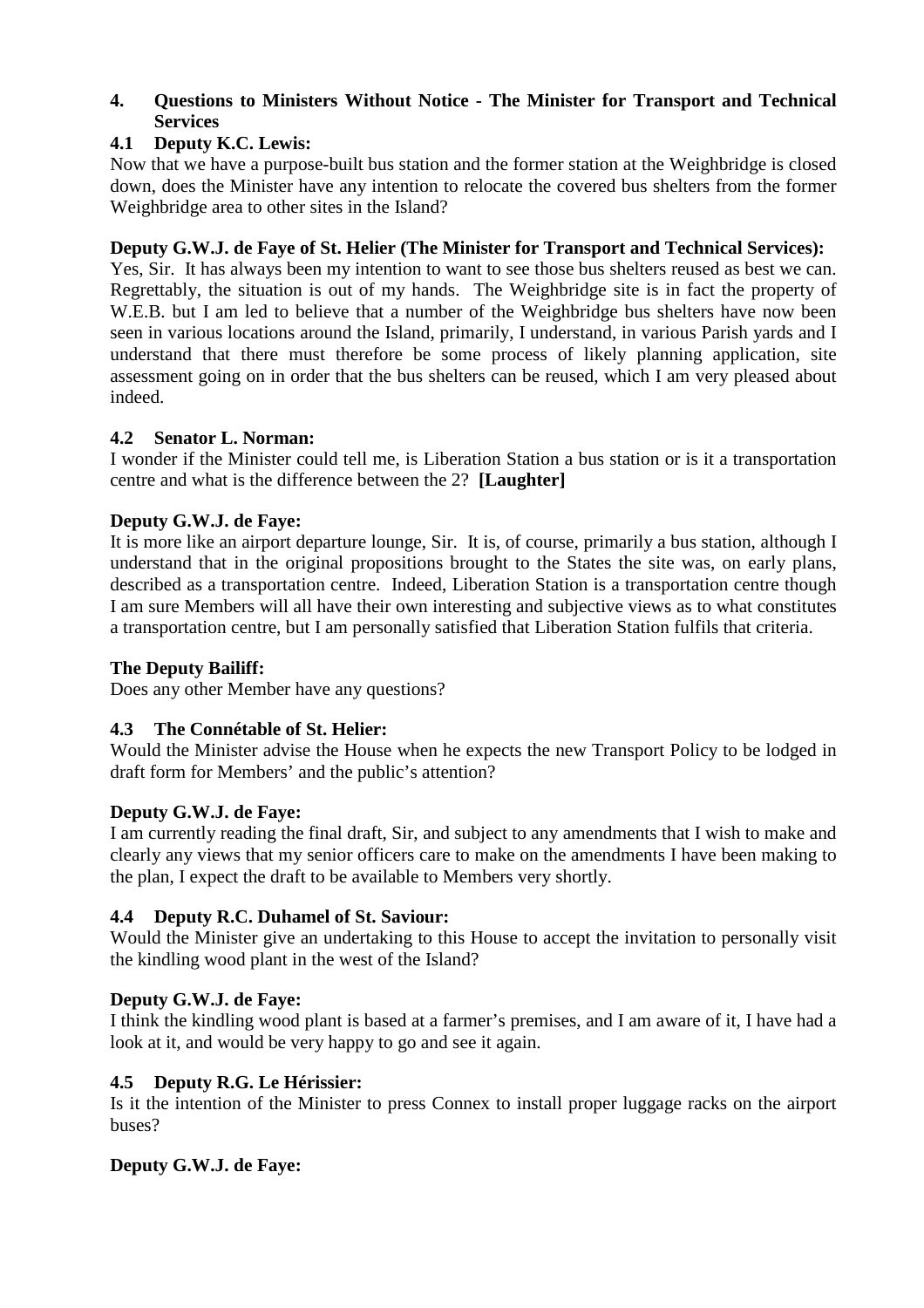## 4. Questions to Ministers Without Notice - The Minister for Transport and Technical Services

### 4.1 Deputy K.C. Lewis:

Now that we have a purpose-built bus station and the former station at the Weighbridge is closed down, does the Minister have any intention to relocate the covered bus shelters from the former Weighbridge area to other sites in the Island?

**Deputy G.W.J. de Faye of St. Helier (The Minister for Transport and Technical Services):**

Yes, Sir. It has always been my intention to want to see those bus shelters reused as best we can. Regrettably, the situation is out of my hands. The Weighbridge site is in fact the property of W.E.B. but I am led to believe that a number of the Weighbridge bus shelters have now been seen in various locations around the Island, primarily, I understand, in various Parish yards and I understand that there must therefore be some process of likely planning application, site assessment going on in order that the bus shelters can be reused, which I am very pleased about indeed.

### 4.2 Senator L. Norman:

I wonder if the Minister could tell me, is Liberation Station a bus station or is it a transportation centre and what is the difference between the 2? **[Laughter]**

**Deputy G.W.J. de Faye:**

It is more like an airport departure lounge, Sir. It is, of course, primarily a bus station, although I understand that in the original propositions brought to the States the site was, on early plans, described as a transportation centre. Indeed, Liberation Station is a transportation centre though I am sure Members will all have their own interesting and subjective views as to what constitutes a transportation centre, but I am personally satisfied that Liberation Station fulfils that criteria.

**The Deputy Bailiff:**

Does any other Member have any questions?

### 4.3 The Connétable of St. Helier:

Would the Minister advise the House when he expects the new Transport Policy to be lodged in draft form for Members' and the public's attention?

**Deputy G.W.J. de Faye:**

I am currently reading the final draft, Sir, and subject to any amendments that I wish to make and clearly any views that my senior officers care to make on the amendments I have been making to the plan, I expect the draft to be available to Members very shortly.

### 4.4 Deputy R.C. Duhamel of St. Saviour:

Would the Minister give an undertaking to this House to accept the invitation to personally visit the kindling wood plant in the west of the Island?

**Deputy G.W.J. de Faye:**

I think the kindling wood plant is based at a farmer's premises, and I am aware of it, I have had a look at it, and would be very happy to go and see it again.

### 4.5 Deputy R.G. Le Hérissier:

Is it the intention of the Minister to press Connex to install proper luggage racks on the airport buses?

**Deputy G.W.J. de Faye:**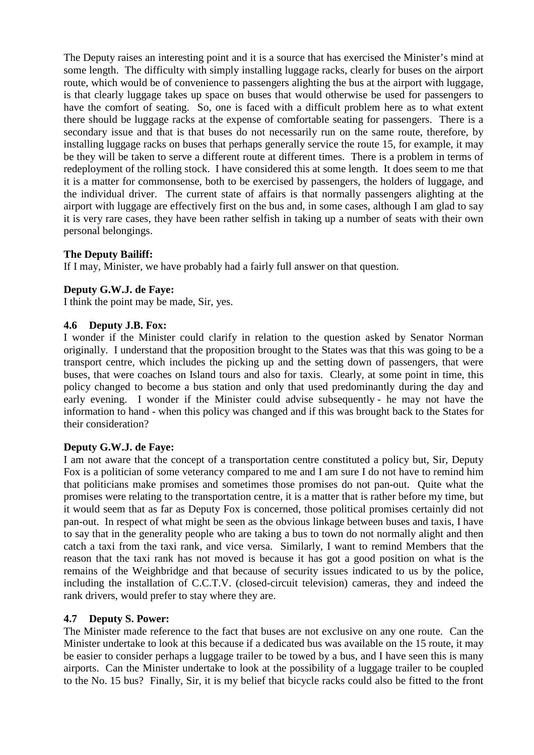The Deputy raises an interesting point and it is a source that has exercised the Minister's mind at some length. The difficulty with simply installing luggage racks, clearly for buses on the airport route, which would be of convenience to passengers alighting the bus at the airport with luggage, is that clearly luggage takes up space on buses that would otherwise be used for passengers to have the comfort of seating. So, one is faced with a difficult problem here as to what extent there should be luggage racks at the expense of comfortable seating for passengers. There is a secondary issue and that is that buses do not necessarily run on the same route, therefore, by installing luggage racks on buses that perhaps generally service the route 15, for example, it may be they will be taken to serve a different route at different times. There is a problem in terms of redeployment of the rolling stock. I have considered this at some length. It does seem to me that it is a matter for commonsense, both to be exercised by passengers, the holders of luggage, and the individual driver. The current state of affairs is that normally passengers alighting at the airport with luggage are effectively first on the bus and, in some cases, although I am glad to say it is very rare cases, they have been rather selfish in taking up a number of seats with their own personal belongings.

**The Deputy Bailiff:**
If I may, Minister, we have probably had a fairly full answer on that question.

**Deputy G.W.J. de Faye:**
I think the point may be made, Sir, yes.

**4.6 Deputy J.B. Fox:**
I wonder if the Minister could clarify in relation to the question asked by Senator Norman originally. I understand that the proposition brought to the States was that this was going to be a transport centre, which includes the picking up and the setting down of passengers, that were buses, that were coaches on Island tours and also for taxis. Clearly, at some point in time, this policy changed to become a bus station and only that used predominantly during the day and early evening. I wonder if the Minister could advise subsequently - he may not have the information to hand - when this policy was changed and if this was brought back to the States for their consideration?

**Deputy G.W.J. de Faye:**
I am not aware that the concept of a transportation centre constituted a policy but, Sir, Deputy Fox is a politician of some veterancy compared to me and I am sure I do not have to remind him that politicians make promises and sometimes those promises do not pan-out. Quite what the promises were relating to the transportation centre, it is a matter that is rather before my time, but it would seem that as far as Deputy Fox is concerned, those political promises certainly did not pan-out. In respect of what might be seen as the obvious linkage between buses and taxis, I have to say that in the generality people who are taking a bus to town do not normally alight and then catch a taxi from the taxi rank, and vice versa. Similarly, I want to remind Members that the reason that the taxi rank has not moved is because it has got a good position on what is the remains of the Weighbridge and that because of security issues indicated to us by the police, including the installation of C.C.T.V. (closed-circuit television) cameras, they and indeed the rank drivers, would prefer to stay where they are.

**4.7 Deputy S. Power:**
The Minister made reference to the fact that buses are not exclusive on any one route. Can the Minister undertake to look at this because if a dedicated bus was available on the 15 route, it may be easier to consider perhaps a luggage trailer to be towed by a bus, and I have seen this is many airports. Can the Minister undertake to look at the possibility of a luggage trailer to be coupled to the No. 15 bus? Finally, Sir, it is my belief that bicycle racks could also be fitted to the front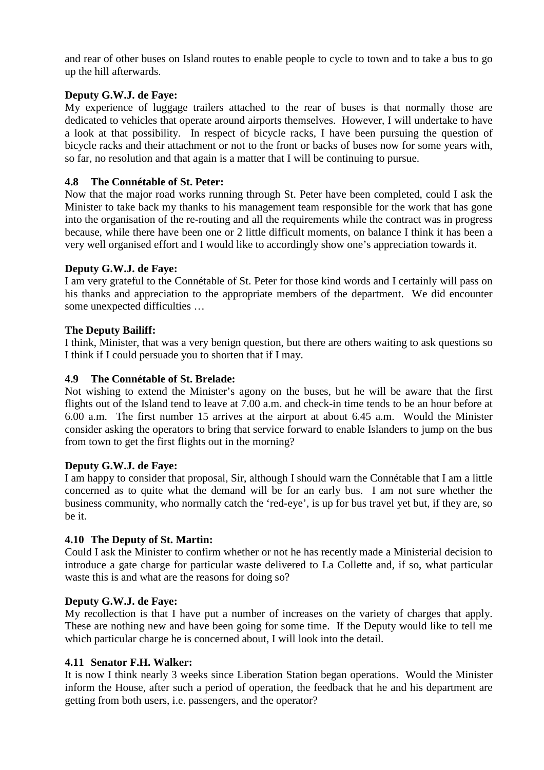and rear of other buses on Island routes to enable people to cycle to town and to take a bus to go up the hill afterwards.

**Deputy G.W.J. de Faye:**

My experience of luggage trailers attached to the rear of buses is that normally those are dedicated to vehicles that operate around airports themselves. However, I will undertake to have a look at that possibility. In respect of bicycle racks, I have been pursuing the question of bicycle racks and their attachment or not to the front or backs of buses now for some years with, so far, no resolution and that again is a matter that I will be continuing to pursue.

**4.8 The Connétable of St. Peter:**

Now that the major road works running through St. Peter have been completed, could I ask the Minister to take back my thanks to his management team responsible for the work that has gone into the organisation of the re-routing and all the requirements while the contract was in progress because, while there have been one or 2 little difficult moments, on balance I think it has been a very well organised effort and I would like to accordingly show one's appreciation towards it.

**Deputy G.W.J. de Faye:**

I am very grateful to the Connétable of St. Peter for those kind words and I certainly will pass on his thanks and appreciation to the appropriate members of the department. We did encounter some unexpected difficulties …

**The Deputy Bailiff:**

I think, Minister, that was a very benign question, but there are others waiting to ask questions so I think if I could persuade you to shorten that if I may.

**4.9 The Connétable of St. Brelade:**

Not wishing to extend the Minister's agony on the buses, but he will be aware that the first flights out of the Island tend to leave at 7.00 a.m. and check-in time tends to be an hour before at 6.00 a.m. The first number 15 arrives at the airport at about 6.45 a.m. Would the Minister consider asking the operators to bring that service forward to enable Islanders to jump on the bus from town to get the first flights out in the morning?

**Deputy G.W.J. de Faye:**

I am happy to consider that proposal, Sir, although I should warn the Connétable that I am a little concerned as to quite what the demand will be for an early bus. I am not sure whether the business community, who normally catch the 'red-eye', is up for bus travel yet but, if they are, so be it.

**4.10 The Deputy of St. Martin:**

Could I ask the Minister to confirm whether or not he has recently made a Ministerial decision to introduce a gate charge for particular waste delivered to La Collette and, if so, what particular waste this is and what are the reasons for doing so?

**Deputy G.W.J. de Faye:**

My recollection is that I have put a number of increases on the variety of charges that apply. These are nothing new and have been going for some time. If the Deputy would like to tell me which particular charge he is concerned about, I will look into the detail.

**4.11 Senator F.H. Walker:**

It is now I think nearly 3 weeks since Liberation Station began operations. Would the Minister inform the House, after such a period of operation, the feedback that he and his department are getting from both users, i.e. passengers, and the operator?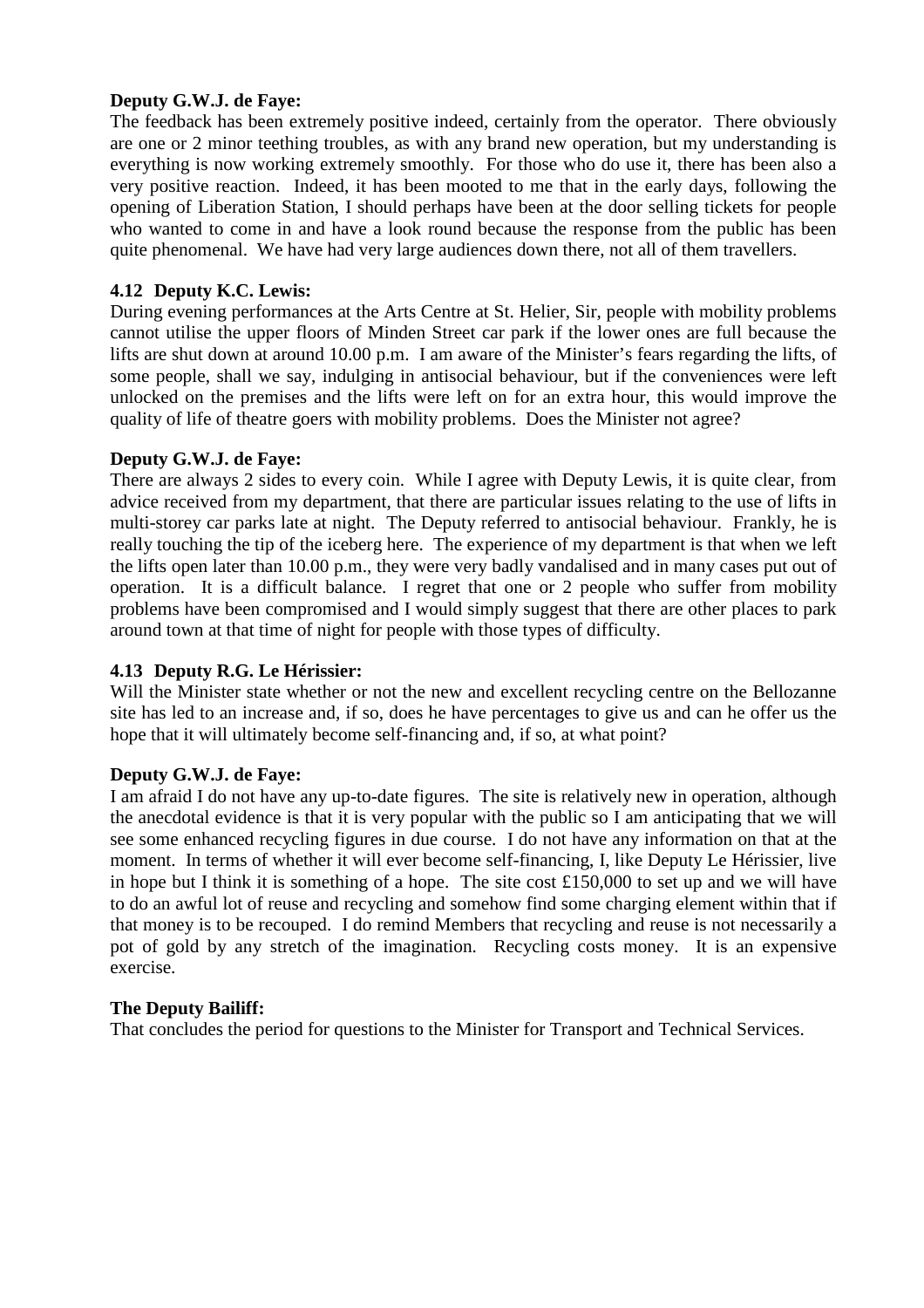**Deputy G.W.J. de Faye:**

The feedback has been extremely positive indeed, certainly from the operator. There obviously are one or 2 minor teething troubles, as with any brand new operation, but my understanding is everything is now working extremely smoothly. For those who do use it, there has been also a very positive reaction. Indeed, it has been mooted to me that in the early days, following the opening of Liberation Station, I should perhaps have been at the door selling tickets for people who wanted to come in and have a look round because the response from the public has been quite phenomenal. We have had very large audiences down there, not all of them travellers.

**4.12 Deputy K.C. Lewis:**

During evening performances at the Arts Centre at St. Helier, Sir, people with mobility problems cannot utilise the upper floors of Minden Street car park if the lower ones are full because the lifts are shut down at around 10.00 p.m. I am aware of the Minister's fears regarding the lifts, of some people, shall we say, indulging in antisocial behaviour, but if the conveniences were left unlocked on the premises and the lifts were left on for an extra hour, this would improve the quality of life of theatre goers with mobility problems. Does the Minister not agree?

**Deputy G.W.J. de Faye:**

There are always 2 sides to every coin. While I agree with Deputy Lewis, it is quite clear, from advice received from my department, that there are particular issues relating to the use of lifts in multi-storey car parks late at night. The Deputy referred to antisocial behaviour. Frankly, he is really touching the tip of the iceberg here. The experience of my department is that when we left the lifts open later than 10.00 p.m., they were very badly vandalised and in many cases put out of operation. It is a difficult balance. I regret that one or 2 people who suffer from mobility problems have been compromised and I would simply suggest that there are other places to park around town at that time of night for people with those types of difficulty.

**4.13 Deputy R.G. Le Hérissier:**

Will the Minister state whether or not the new and excellent recycling centre on the Bellozanne site has led to an increase and, if so, does he have percentages to give us and can he offer us the hope that it will ultimately become self-financing and, if so, at what point?

**Deputy G.W.J. de Faye:**

I am afraid I do not have any up-to-date figures. The site is relatively new in operation, although the anecdotal evidence is that it is very popular with the public so I am anticipating that we will see some enhanced recycling figures in due course. I do not have any information on that at the moment. In terms of whether it will ever become self-financing, I, like Deputy Le Hérissier, live in hope but I think it is something of a hope. The site cost £150,000 to set up and we will have to do an awful lot of reuse and recycling and somehow find some charging element within that if that money is to be recouped. I do remind Members that recycling and reuse is not necessarily a pot of gold by any stretch of the imagination. Recycling costs money. It is an expensive exercise.

**The Deputy Bailiff:**

That concludes the period for questions to the Minister for Transport and Technical Services.